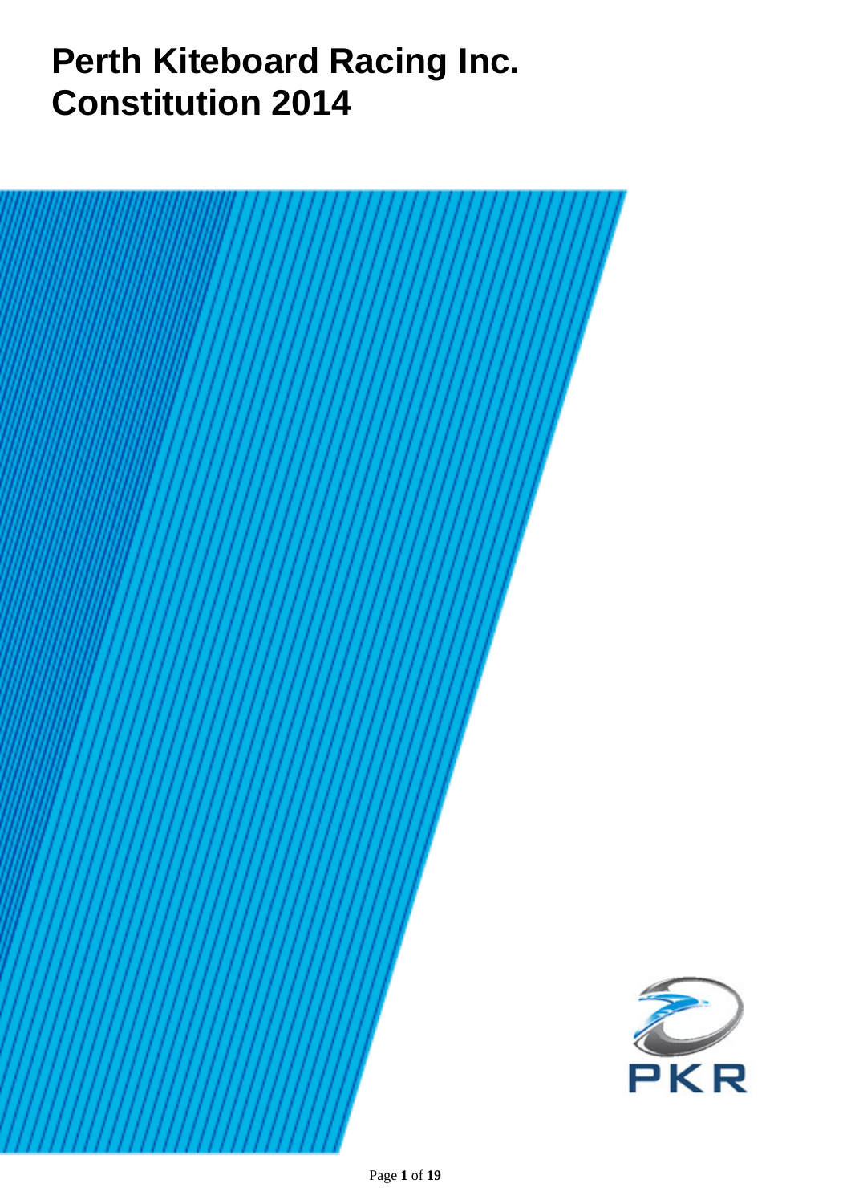# Perth Kiteboard Racing Inc. Constitution 2014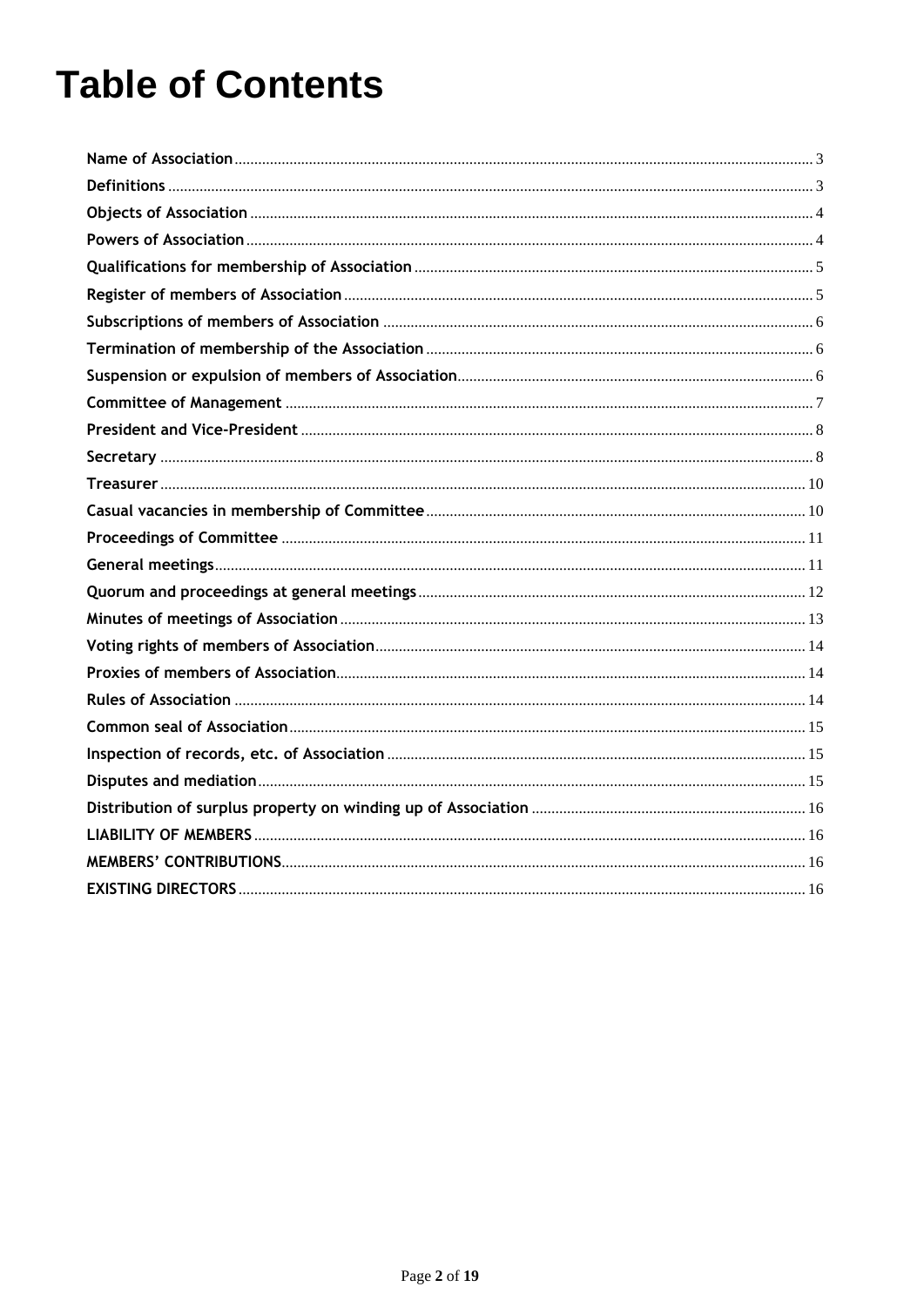# Table of Contents

| | |
|---|---|
| **Name of Association** | 3 |
| **Definitions** | 3 |
| **Objects of Association** | 4 |
| **Powers of Association** | 4 |
| **Qualifications for membership of Association** | 5 |
| **Register of members of Association** | 5 |
| **Subscriptions of members of Association** | 6 |
| **Termination of membership of the Association** | 6 |
| **Suspension or expulsion of members of Association** | 6 |
| **Committee of Management** | 7 |
| **President and Vice-President** | 8 |
| **Secretary** | 8 |
| **Treasurer** | 10 |
| **Casual vacancies in membership of Committee** | 10 |
| **Proceedings of Committee** | 11 |
| **General meetings** | 11 |
| **Quorum and proceedings at general meetings** | 12 |
| **Minutes of meetings of Association** | 13 |
| **Voting rights of members of Association** | 14 |
| **Proxies of members of Association** | 14 |
| **Rules of Association** | 14 |
| **Common seal of Association** | 15 |
| **Inspection of records, etc. of Association** | 15 |
| **Disputes and mediation** | 15 |
| **Distribution of surplus property on winding up of Association** | 16 |
| **LIABILITY OF MEMBERS** | 16 |
| **MEMBERS' CONTRIBUTIONS** | 16 |
| **EXISTING DIRECTORS** | 16 |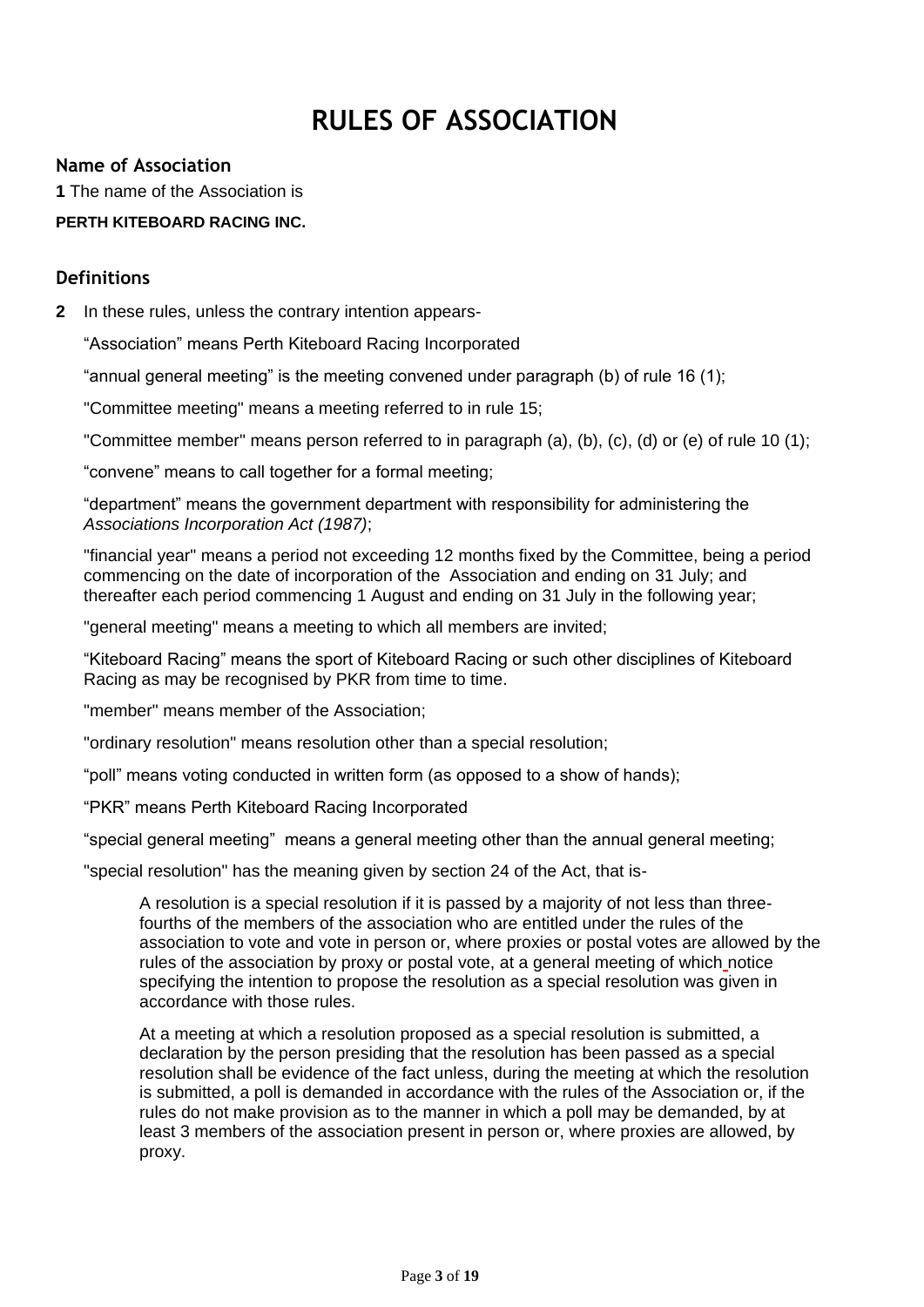# RULES OF ASSOCIATION

### Name of Association

**1** The name of the Association is

**PERTH KITEBOARD RACING INC.**

### Definitions

**2** In these rules, unless the contrary intention appears-

"Association" means Perth Kiteboard Racing Incorporated

"annual general meeting" is the meeting convened under paragraph (b) of rule 16 (1);

"Committee meeting" means a meeting referred to in rule 15;

"Committee member" means person referred to in paragraph (a), (b), (c), (d) or (e) of rule 10 (1);

"convene" means to call together for a formal meeting;

"department" means the government department with responsibility for administering the *Associations Incorporation Act (1987)*;

"financial year" means a period not exceeding 12 months fixed by the Committee, being a period commencing on the date of incorporation of the Association and ending on 31 July; and thereafter each period commencing 1 August and ending on 31 July in the following year;

"general meeting" means a meeting to which all members are invited;

"Kiteboard Racing" means the sport of Kiteboard Racing or such other disciplines of Kiteboard Racing as may be recognised by PKR from time to time.

"member" means member of the Association;

"ordinary resolution" means resolution other than a special resolution;

"poll" means voting conducted in written form (as opposed to a show of hands);

"PKR" means Perth Kiteboard Racing Incorporated

"special general meeting" means a general meeting other than the annual general meeting;

"special resolution" has the meaning given by section 24 of the Act, that is-

> A resolution is a special resolution if it is passed by a majority of not less than three-fourths of the members of the association who are entitled under the rules of the association to vote and vote in person or, where proxies or postal votes are allowed by the rules of the association by proxy or postal vote, at a general meeting of which notice specifying the intention to propose the resolution as a special resolution was given in accordance with those rules.
>
> At a meeting at which a resolution proposed as a special resolution is submitted, a declaration by the person presiding that the resolution has been passed as a special resolution shall be evidence of the fact unless, during the meeting at which the resolution is submitted, a poll is demanded in accordance with the rules of the Association or, if the rules do not make provision as to the manner in which a poll may be demanded, by at least 3 members of the association present in person or, where proxies are allowed, by proxy.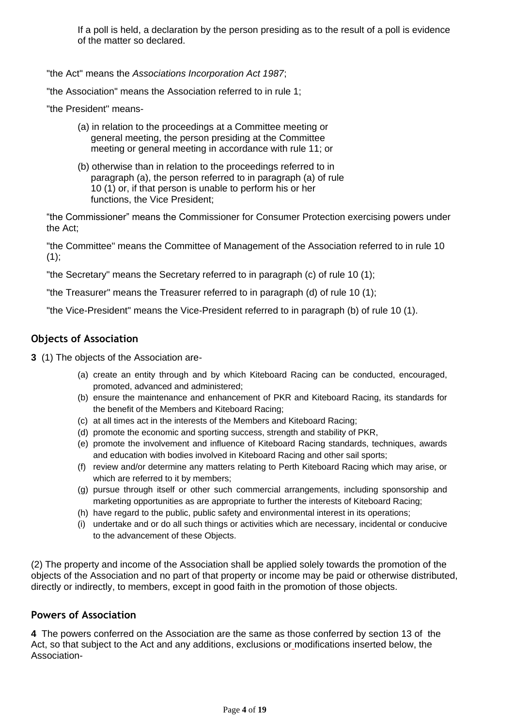If a poll is held, a declaration by the person presiding as to the result of a poll is evidence of the matter so declared.

"the Act" means the *Associations Incorporation Act 1987*;

"the Association" means the Association referred to in rule 1;

"the President" means-

(a) in relation to the proceedings at a Committee meeting or general meeting, the person presiding at the Committee meeting or general meeting in accordance with rule 11; or

(b) otherwise than in relation to the proceedings referred to in paragraph (a), the person referred to in paragraph (a) of rule 10 (1) or, if that person is unable to perform his or her functions, the Vice President;

"the Commissioner" means the Commissioner for Consumer Protection exercising powers under the Act;

"the Committee" means the Committee of Management of the Association referred to in rule 10 (1);

"the Secretary" means the Secretary referred to in paragraph (c) of rule 10 (1);

"the Treasurer" means the Treasurer referred to in paragraph (d) of rule 10 (1);

"the Vice-President" means the Vice-President referred to in paragraph (b) of rule 10 (1).

## Objects of Association

**3** (1) The objects of the Association are-

(a) create an entity through and by which Kiteboard Racing can be conducted, encouraged, promoted, advanced and administered;
(b) ensure the maintenance and enhancement of PKR and Kiteboard Racing, its standards for the benefit of the Members and Kiteboard Racing;
(c) at all times act in the interests of the Members and Kiteboard Racing;
(d) promote the economic and sporting success, strength and stability of PKR,
(e) promote the involvement and influence of Kiteboard Racing standards, techniques, awards and education with bodies involved in Kiteboard Racing and other sail sports;
(f) review and/or determine any matters relating to Perth Kiteboard Racing which may arise, or which are referred to it by members;
(g) pursue through itself or other such commercial arrangements, including sponsorship and marketing opportunities as are appropriate to further the interests of Kiteboard Racing;
(h) have regard to the public, public safety and environmental interest in its operations;
(i) undertake and or do all such things or activities which are necessary, incidental or conducive to the advancement of these Objects.

(2) The property and income of the Association shall be applied solely towards the promotion of the objects of the Association and no part of that property or income may be paid or otherwise distributed, directly or indirectly, to members, except in good faith in the promotion of those objects.

## Powers of Association

**4** The powers conferred on the Association are the same as those conferred by section 13 of the Act, so that subject to the Act and any additions, exclusions or modifications inserted below, the Association-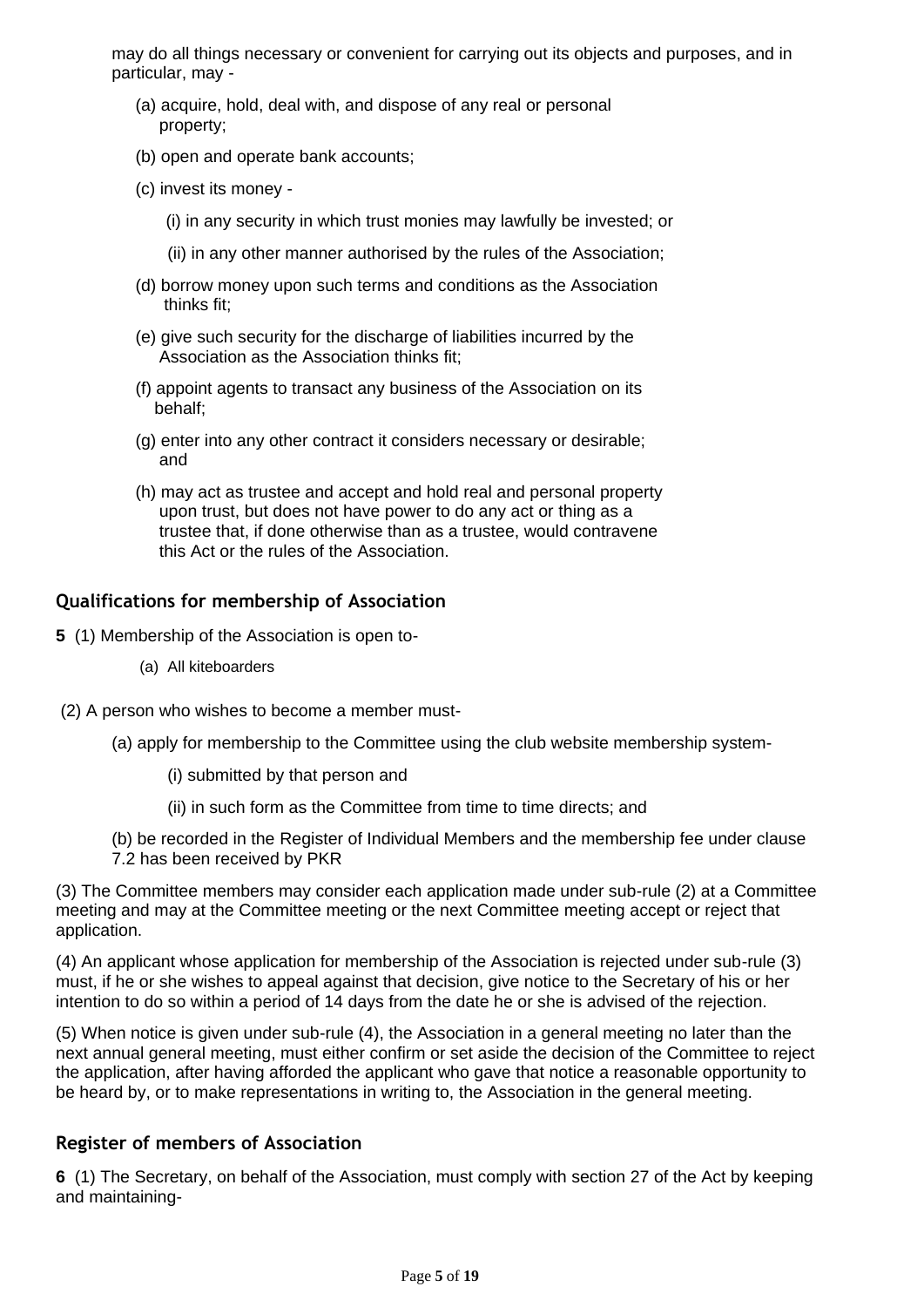may do all things necessary or convenient for carrying out its objects and purposes, and in particular, may -

(a) acquire, hold, deal with, and dispose of any real or personal property;

(b) open and operate bank accounts;

(c) invest its money -

(i) in any security in which trust monies may lawfully be invested; or

(ii) in any other manner authorised by the rules of the Association;

(d) borrow money upon such terms and conditions as the Association thinks fit;

(e) give such security for the discharge of liabilities incurred by the Association as the Association thinks fit;

(f) appoint agents to transact any business of the Association on its behalf;

(g) enter into any other contract it considers necessary or desirable; and

(h) may act as trustee and accept and hold real and personal property upon trust, but does not have power to do any act or thing as a trustee that, if done otherwise than as a trustee, would contravene this Act or the rules of the Association.

## Qualifications for membership of Association

**5** (1) Membership of the Association is open to-

(a) All kiteboarders

(2) A person who wishes to become a member must-

(a) apply for membership to the Committee using the club website membership system-

(i) submitted by that person and

(ii) in such form as the Committee from time to time directs; and

(b) be recorded in the Register of Individual Members and the membership fee under clause 7.2 has been received by PKR

(3) The Committee members may consider each application made under sub-rule (2) at a Committee meeting and may at the Committee meeting or the next Committee meeting accept or reject that application.

(4) An applicant whose application for membership of the Association is rejected under sub-rule (3) must, if he or she wishes to appeal against that decision, give notice to the Secretary of his or her intention to do so within a period of 14 days from the date he or she is advised of the rejection.

(5) When notice is given under sub-rule (4), the Association in a general meeting no later than the next annual general meeting, must either confirm or set aside the decision of the Committee to reject the application, after having afforded the applicant who gave that notice a reasonable opportunity to be heard by, or to make representations in writing to, the Association in the general meeting.

## Register of members of Association

**6** (1) The Secretary, on behalf of the Association, must comply with section 27 of the Act by keeping and maintaining-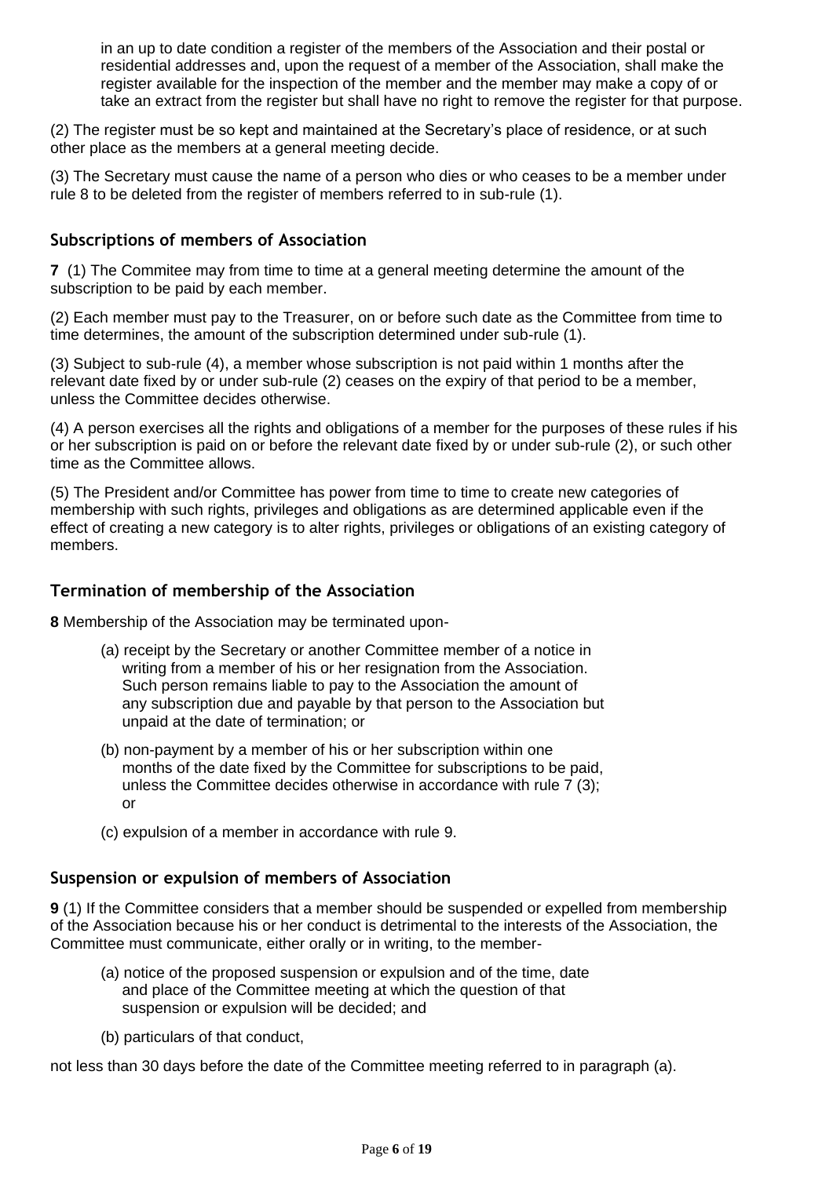in an up to date condition a register of the members of the Association and their postal or residential addresses and, upon the request of a member of the Association, shall make the register available for the inspection of the member and the member may make a copy of or take an extract from the register but shall have no right to remove the register for that purpose.

(2) The register must be so kept and maintained at the Secretary's place of residence, or at such other place as the members at a general meeting decide.

(3) The Secretary must cause the name of a person who dies or who ceases to be a member under rule 8 to be deleted from the register of members referred to in sub-rule (1).

### Subscriptions of members of Association

**7** (1) The Commitee may from time to time at a general meeting determine the amount of the subscription to be paid by each member.

(2) Each member must pay to the Treasurer, on or before such date as the Committee from time to time determines, the amount of the subscription determined under sub-rule (1).

(3) Subject to sub-rule (4), a member whose subscription is not paid within 1 months after the relevant date fixed by or under sub-rule (2) ceases on the expiry of that period to be a member, unless the Committee decides otherwise.

(4) A person exercises all the rights and obligations of a member for the purposes of these rules if his or her subscription is paid on or before the relevant date fixed by or under sub-rule (2), or such other time as the Committee allows.

(5) The President and/or Committee has power from time to time to create new categories of membership with such rights, privileges and obligations as are determined applicable even if the effect of creating a new category is to alter rights, privileges or obligations of an existing category of members.

### Termination of membership of the Association

**8** Membership of the Association may be terminated upon-

(a) receipt by the Secretary or another Committee member of a notice in writing from a member of his or her resignation from the Association. Such person remains liable to pay to the Association the amount of any subscription due and payable by that person to the Association but unpaid at the date of termination; or

(b) non-payment by a member of his or her subscription within one months of the date fixed by the Committee for subscriptions to be paid, unless the Committee decides otherwise in accordance with rule 7 (3); or

(c) expulsion of a member in accordance with rule 9.

### Suspension or expulsion of members of Association

**9** (1) If the Committee considers that a member should be suspended or expelled from membership of the Association because his or her conduct is detrimental to the interests of the Association, the Committee must communicate, either orally or in writing, to the member-

(a) notice of the proposed suspension or expulsion and of the time, date and place of the Committee meeting at which the question of that suspension or expulsion will be decided; and

(b) particulars of that conduct,

not less than 30 days before the date of the Committee meeting referred to in paragraph (a).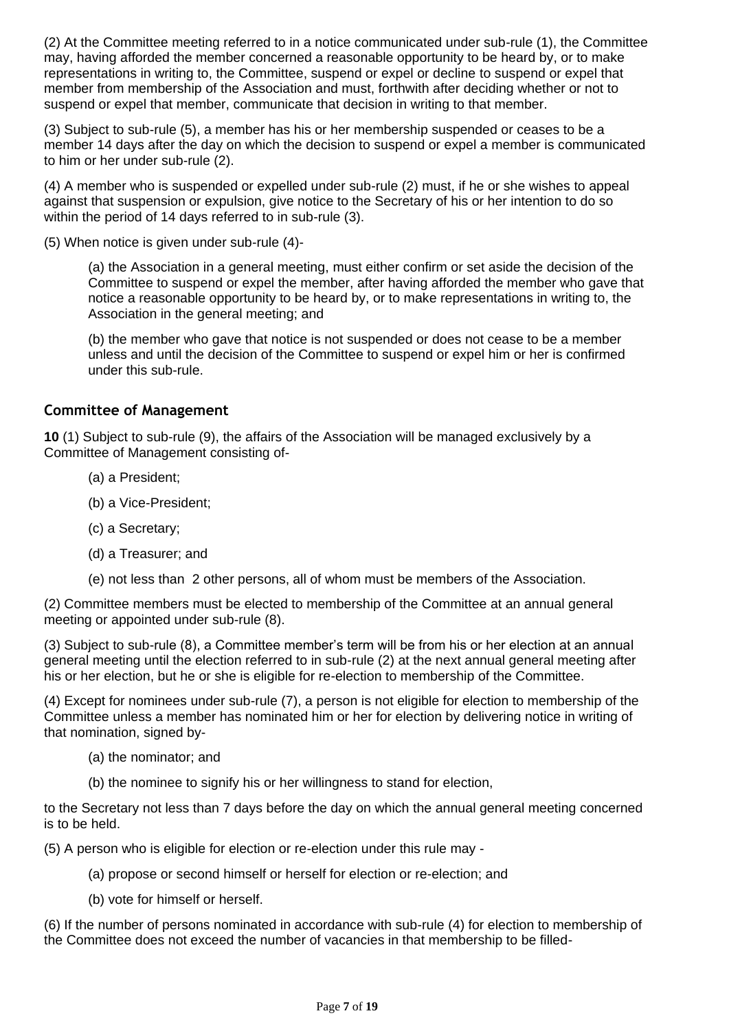(2) At the Committee meeting referred to in a notice communicated under sub-rule (1), the Committee may, having afforded the member concerned a reasonable opportunity to be heard by, or to make representations in writing to, the Committee, suspend or expel or decline to suspend or expel that member from membership of the Association and must, forthwith after deciding whether or not to suspend or expel that member, communicate that decision in writing to that member.

(3) Subject to sub-rule (5), a member has his or her membership suspended or ceases to be a member 14 days after the day on which the decision to suspend or expel a member is communicated to him or her under sub-rule (2).

(4) A member who is suspended or expelled under sub-rule (2) must, if he or she wishes to appeal against that suspension or expulsion, give notice to the Secretary of his or her intention to do so within the period of 14 days referred to in sub-rule (3).

(5) When notice is given under sub-rule (4)-

(a) the Association in a general meeting, must either confirm or set aside the decision of the Committee to suspend or expel the member, after having afforded the member who gave that notice a reasonable opportunity to be heard by, or to make representations in writing to, the Association in the general meeting; and

(b) the member who gave that notice is not suspended or does not cease to be a member unless and until the decision of the Committee to suspend or expel him or her is confirmed under this sub-rule.

### Committee of Management

**10** (1) Subject to sub-rule (9), the affairs of the Association will be managed exclusively by a Committee of Management consisting of-

(a) a President;

(b) a Vice-President;

(c) a Secretary;

(d) a Treasurer; and

(e) not less than 2 other persons, all of whom must be members of the Association.

(2) Committee members must be elected to membership of the Committee at an annual general meeting or appointed under sub-rule (8).

(3) Subject to sub-rule (8), a Committee member's term will be from his or her election at an annual general meeting until the election referred to in sub-rule (2) at the next annual general meeting after his or her election, but he or she is eligible for re-election to membership of the Committee.

(4) Except for nominees under sub-rule (7), a person is not eligible for election to membership of the Committee unless a member has nominated him or her for election by delivering notice in writing of that nomination, signed by-

(a) the nominator; and

(b) the nominee to signify his or her willingness to stand for election,

to the Secretary not less than 7 days before the day on which the annual general meeting concerned is to be held.

(5) A person who is eligible for election or re-election under this rule may -

(a) propose or second himself or herself for election or re-election; and

(b) vote for himself or herself.

(6) If the number of persons nominated in accordance with sub-rule (4) for election to membership of the Committee does not exceed the number of vacancies in that membership to be filled-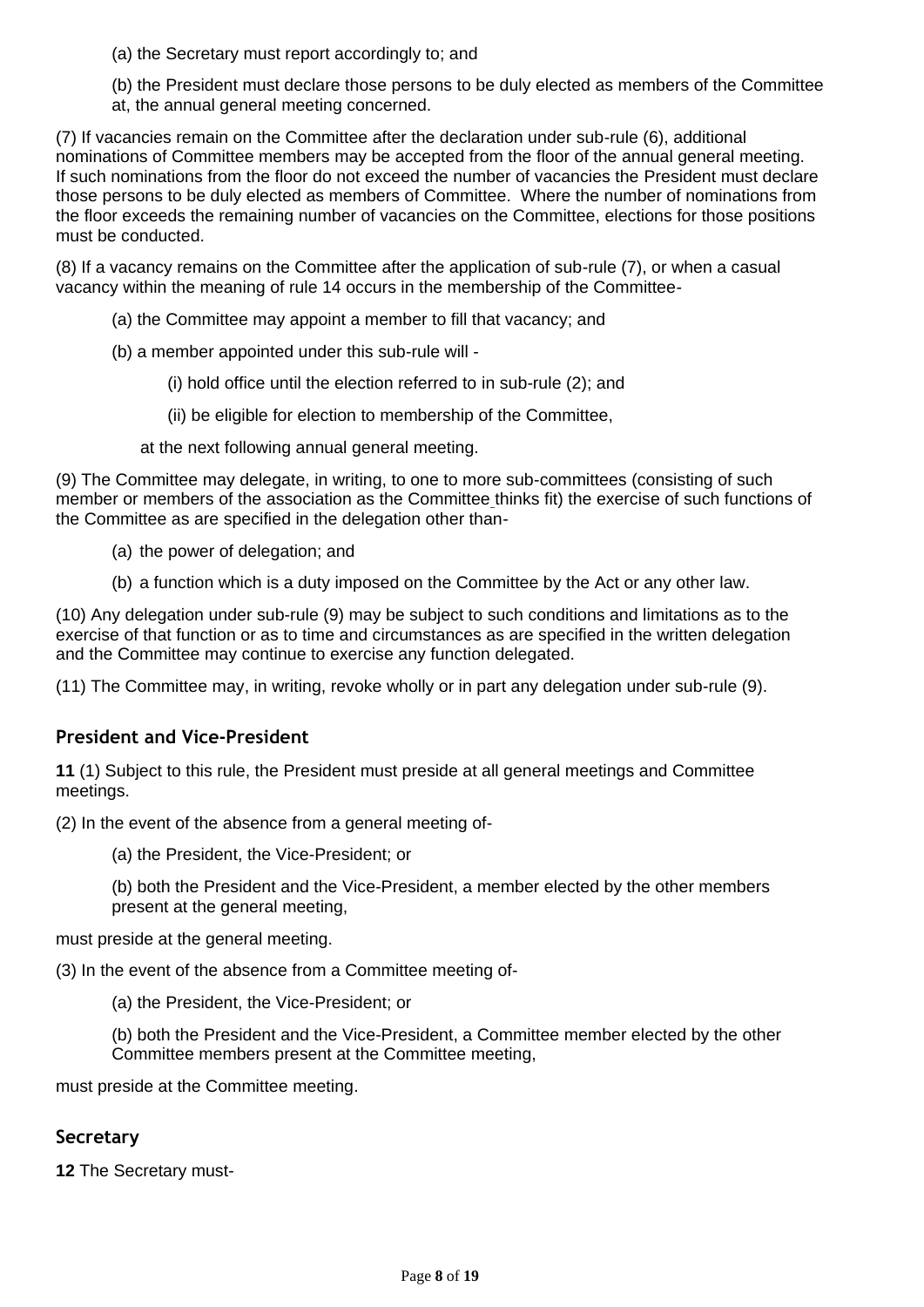(a) the Secretary must report accordingly to; and

(b) the President must declare those persons to be duly elected as members of the Committee at, the annual general meeting concerned.

(7) If vacancies remain on the Committee after the declaration under sub-rule (6), additional nominations of Committee members may be accepted from the floor of the annual general meeting. If such nominations from the floor do not exceed the number of vacancies the President must declare those persons to be duly elected as members of Committee. Where the number of nominations from the floor exceeds the remaining number of vacancies on the Committee, elections for those positions must be conducted.

(8) If a vacancy remains on the Committee after the application of sub-rule (7), or when a casual vacancy within the meaning of rule 14 occurs in the membership of the Committee-

(a) the Committee may appoint a member to fill that vacancy; and

(b) a member appointed under this sub-rule will -

(i) hold office until the election referred to in sub-rule (2); and

(ii) be eligible for election to membership of the Committee,

at the next following annual general meeting.

(9) The Committee may delegate, in writing, to one to more sub-committees (consisting of such member or members of the association as the Committee thinks fit) the exercise of such functions of the Committee as are specified in the delegation other than-

(a) the power of delegation; and

(b) a function which is a duty imposed on the Committee by the Act or any other law.

(10) Any delegation under sub-rule (9) may be subject to such conditions and limitations as to the exercise of that function or as to time and circumstances as are specified in the written delegation and the Committee may continue to exercise any function delegated.

(11) The Committee may, in writing, revoke wholly or in part any delegation under sub-rule (9).

### President and Vice-President

**11** (1) Subject to this rule, the President must preside at all general meetings and Committee meetings.

(2) In the event of the absence from a general meeting of-

(a) the President, the Vice-President; or

(b) both the President and the Vice-President, a member elected by the other members present at the general meeting,

must preside at the general meeting.

(3) In the event of the absence from a Committee meeting of-

(a) the President, the Vice-President; or

(b) both the President and the Vice-President, a Committee member elected by the other Committee members present at the Committee meeting,

must preside at the Committee meeting.

### Secretary

**12** The Secretary must-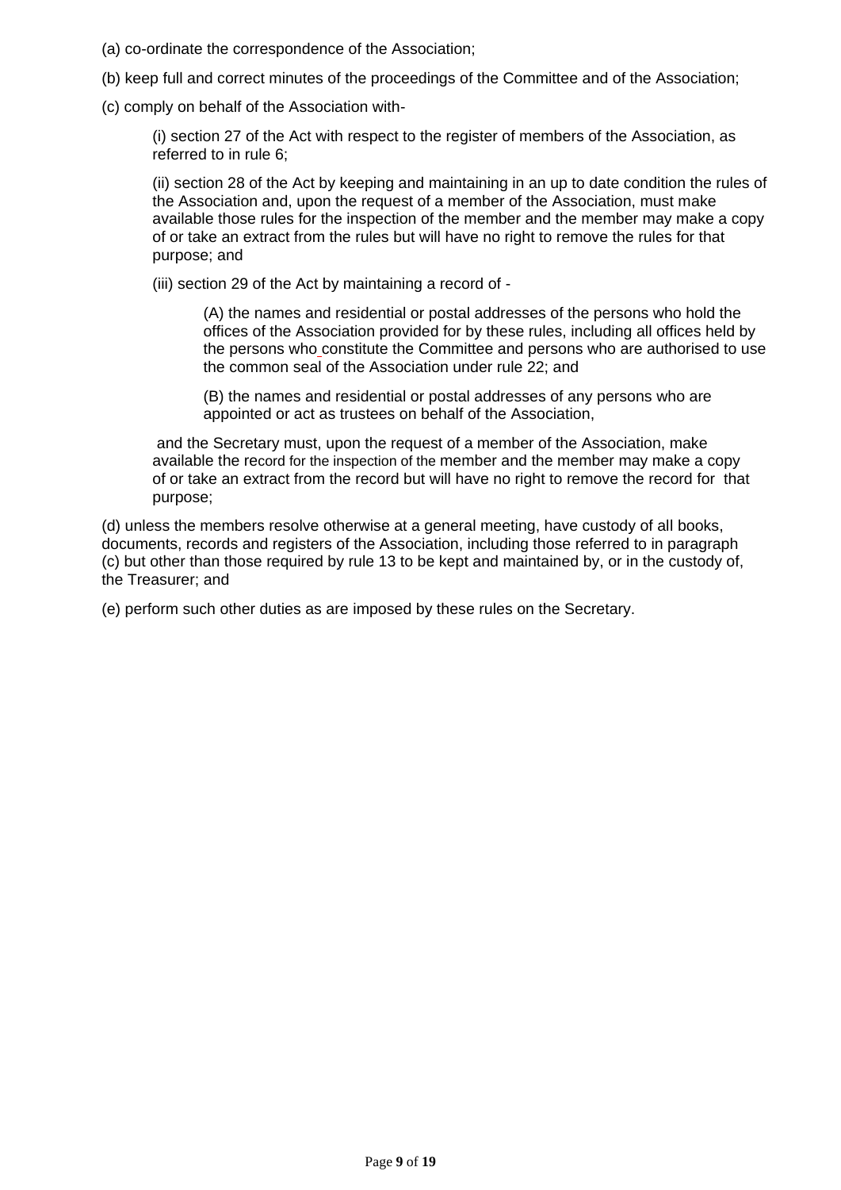(a) co-ordinate the correspondence of the Association;

(b) keep full and correct minutes of the proceedings of the Committee and of the Association;

(c) comply on behalf of the Association with-

> (i) section 27 of the Act with respect to the register of members of the Association, as referred to in rule 6;
>
> (ii) section 28 of the Act by keeping and maintaining in an up to date condition the rules of the Association and, upon the request of a member of the Association, must make available those rules for the inspection of the member and the member may make a copy of or take an extract from the rules but will have no right to remove the rules for that purpose; and
>
> (iii) section 29 of the Act by maintaining a record of -
>
> > (A) the names and residential or postal addresses of the persons who hold the offices of the Association provided for by these rules, including all offices held by the persons who constitute the Committee and persons who are authorised to use the common seal of the Association under rule 22; and
> >
> > (B) the names and residential or postal addresses of any persons who are appointed or act as trustees on behalf of the Association,
>
> and the Secretary must, upon the request of a member of the Association, make available the record for the inspection of the member and the member may make a copy of or take an extract from the record but will have no right to remove the record for that purpose;

(d) unless the members resolve otherwise at a general meeting, have custody of all books, documents, records and registers of the Association, including those referred to in paragraph (c) but other than those required by rule 13 to be kept and maintained by, or in the custody of, the Treasurer; and

(e) perform such other duties as are imposed by these rules on the Secretary.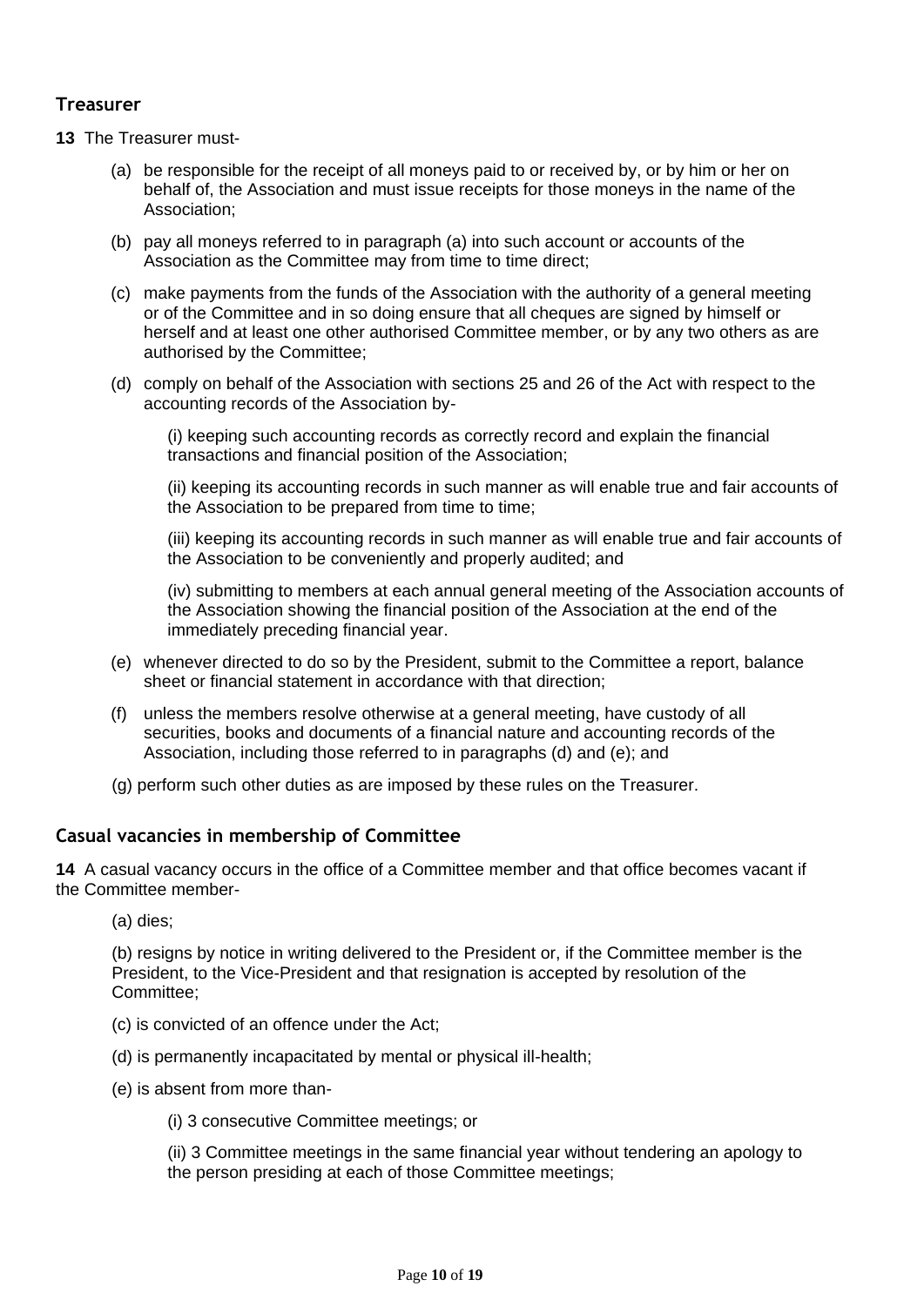## Treasurer

**13** The Treasurer must-

(a) be responsible for the receipt of all moneys paid to or received by, or by him or her on behalf of, the Association and must issue receipts for those moneys in the name of the Association;

(b) pay all moneys referred to in paragraph (a) into such account or accounts of the Association as the Committee may from time to time direct;

(c) make payments from the funds of the Association with the authority of a general meeting or of the Committee and in so doing ensure that all cheques are signed by himself or herself and at least one other authorised Committee member, or by any two others as are authorised by the Committee;

(d) comply on behalf of the Association with sections 25 and 26 of the Act with respect to the accounting records of the Association by-

(i) keeping such accounting records as correctly record and explain the financial transactions and financial position of the Association;

(ii) keeping its accounting records in such manner as will enable true and fair accounts of the Association to be prepared from time to time;

(iii) keeping its accounting records in such manner as will enable true and fair accounts of the Association to be conveniently and properly audited; and

(iv) submitting to members at each annual general meeting of the Association accounts of the Association showing the financial position of the Association at the end of the immediately preceding financial year.

(e) whenever directed to do so by the President, submit to the Committee a report, balance sheet or financial statement in accordance with that direction;

(f) unless the members resolve otherwise at a general meeting, have custody of all securities, books and documents of a financial nature and accounting records of the Association, including those referred to in paragraphs (d) and (e); and

(g) perform such other duties as are imposed by these rules on the Treasurer.

## Casual vacancies in membership of Committee

**14** A casual vacancy occurs in the office of a Committee member and that office becomes vacant if the Committee member-

(a) dies;

(b) resigns by notice in writing delivered to the President or, if the Committee member is the President, to the Vice-President and that resignation is accepted by resolution of the Committee;

(c) is convicted of an offence under the Act;

(d) is permanently incapacitated by mental or physical ill-health;

(e) is absent from more than-

(i) 3 consecutive Committee meetings; or

(ii) 3 Committee meetings in the same financial year without tendering an apology to the person presiding at each of those Committee meetings;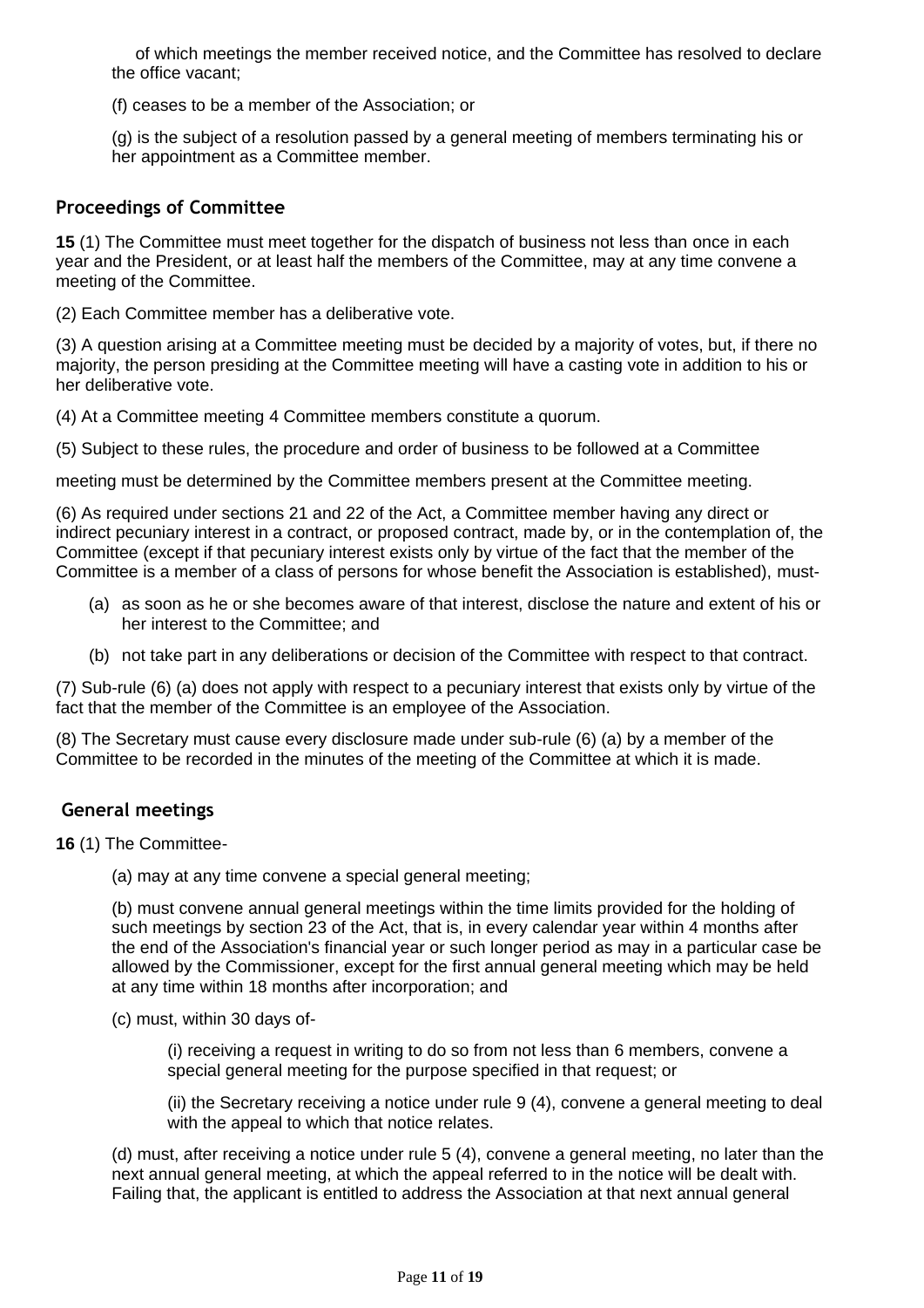of which meetings the member received notice, and the Committee has resolved to declare the office vacant;

(f) ceases to be a member of the Association; or

(g) is the subject of a resolution passed by a general meeting of members terminating his or her appointment as a Committee member.

### Proceedings of Committee

**15** (1) The Committee must meet together for the dispatch of business not less than once in each year and the President, or at least half the members of the Committee, may at any time convene a meeting of the Committee.

(2) Each Committee member has a deliberative vote.

(3) A question arising at a Committee meeting must be decided by a majority of votes, but, if there no majority, the person presiding at the Committee meeting will have a casting vote in addition to his or her deliberative vote.

(4) At a Committee meeting 4 Committee members constitute a quorum.

(5) Subject to these rules, the procedure and order of business to be followed at a Committee

meeting must be determined by the Committee members present at the Committee meeting.

(6) As required under sections 21 and 22 of the Act, a Committee member having any direct or indirect pecuniary interest in a contract, or proposed contract, made by, or in the contemplation of, the Committee (except if that pecuniary interest exists only by virtue of the fact that the member of the Committee is a member of a class of persons for whose benefit the Association is established), must-

(a) as soon as he or she becomes aware of that interest, disclose the nature and extent of his or her interest to the Committee; and

(b) not take part in any deliberations or decision of the Committee with respect to that contract.

(7) Sub-rule (6) (a) does not apply with respect to a pecuniary interest that exists only by virtue of the fact that the member of the Committee is an employee of the Association.

(8) The Secretary must cause every disclosure made under sub-rule (6) (a) by a member of the Committee to be recorded in the minutes of the meeting of the Committee at which it is made.

### General meetings

**16** (1) The Committee-

(a) may at any time convene a special general meeting;

(b) must convene annual general meetings within the time limits provided for the holding of such meetings by section 23 of the Act, that is, in every calendar year within 4 months after the end of the Association's financial year or such longer period as may in a particular case be allowed by the Commissioner, except for the first annual general meeting which may be held at any time within 18 months after incorporation; and

(c) must, within 30 days of-

(i) receiving a request in writing to do so from not less than 6 members, convene a special general meeting for the purpose specified in that request; or

(ii) the Secretary receiving a notice under rule 9 (4), convene a general meeting to deal with the appeal to which that notice relates.

(d) must, after receiving a notice under rule 5 (4), convene a general meeting, no later than the next annual general meeting, at which the appeal referred to in the notice will be dealt with. Failing that, the applicant is entitled to address the Association at that next annual general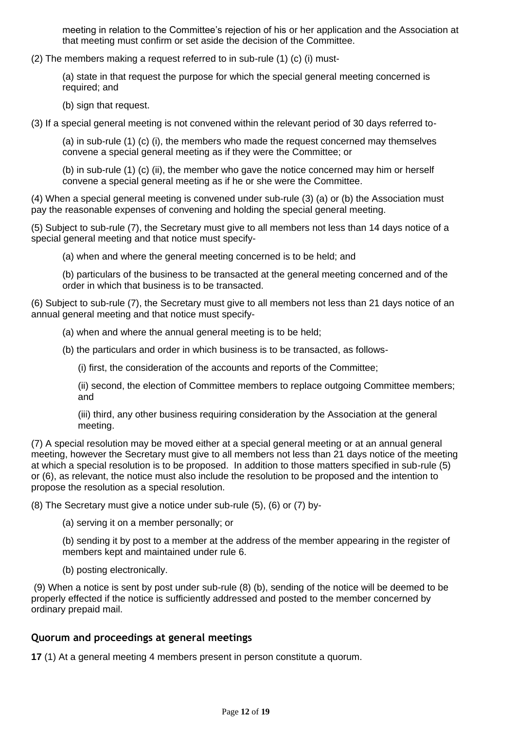meeting in relation to the Committee's rejection of his or her application and the Association at that meeting must confirm or set aside the decision of the Committee.

(2) The members making a request referred to in sub-rule (1) (c) (i) must-

(a) state in that request the purpose for which the special general meeting concerned is required; and

(b) sign that request.

(3) If a special general meeting is not convened within the relevant period of 30 days referred to-

(a) in sub-rule (1) (c) (i), the members who made the request concerned may themselves convene a special general meeting as if they were the Committee; or

(b) in sub-rule (1) (c) (ii), the member who gave the notice concerned may him or herself convene a special general meeting as if he or she were the Committee.

(4) When a special general meeting is convened under sub-rule (3) (a) or (b) the Association must pay the reasonable expenses of convening and holding the special general meeting.

(5) Subject to sub-rule (7), the Secretary must give to all members not less than 14 days notice of a special general meeting and that notice must specify-

(a) when and where the general meeting concerned is to be held; and

(b) particulars of the business to be transacted at the general meeting concerned and of the order in which that business is to be transacted.

(6) Subject to sub-rule (7), the Secretary must give to all members not less than 21 days notice of an annual general meeting and that notice must specify-

(a) when and where the annual general meeting is to be held;

(b) the particulars and order in which business is to be transacted, as follows-

(i) first, the consideration of the accounts and reports of the Committee;

(ii) second, the election of Committee members to replace outgoing Committee members; and

(iii) third, any other business requiring consideration by the Association at the general meeting.

(7) A special resolution may be moved either at a special general meeting or at an annual general meeting, however the Secretary must give to all members not less than 21 days notice of the meeting at which a special resolution is to be proposed. In addition to those matters specified in sub-rule (5) or (6), as relevant, the notice must also include the resolution to be proposed and the intention to propose the resolution as a special resolution.

(8) The Secretary must give a notice under sub-rule (5), (6) or (7) by-

(a) serving it on a member personally; or

(b) sending it by post to a member at the address of the member appearing in the register of members kept and maintained under rule 6.

(b) posting electronically.

(9) When a notice is sent by post under sub-rule (8) (b), sending of the notice will be deemed to be properly effected if the notice is sufficiently addressed and posted to the member concerned by ordinary prepaid mail.

## Quorum and proceedings at general meetings

**17** (1) At a general meeting 4 members present in person constitute a quorum.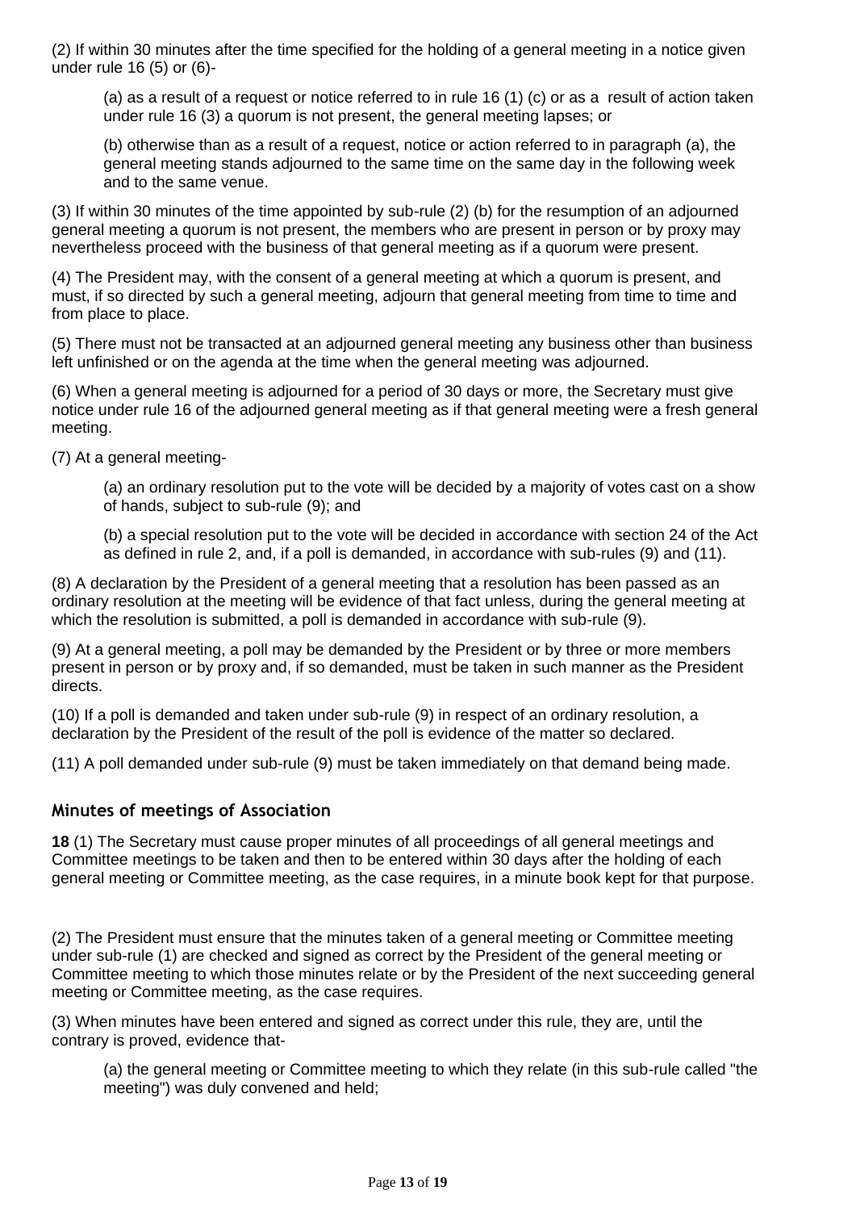(2) If within 30 minutes after the time specified for the holding of a general meeting in a notice given under rule 16 (5) or (6)-

(a) as a result of a request or notice referred to in rule 16 (1) (c) or as a result of action taken under rule 16 (3) a quorum is not present, the general meeting lapses; or

(b) otherwise than as a result of a request, notice or action referred to in paragraph (a), the general meeting stands adjourned to the same time on the same day in the following week and to the same venue.

(3) If within 30 minutes of the time appointed by sub-rule (2) (b) for the resumption of an adjourned general meeting a quorum is not present, the members who are present in person or by proxy may nevertheless proceed with the business of that general meeting as if a quorum were present.

(4) The President may, with the consent of a general meeting at which a quorum is present, and must, if so directed by such a general meeting, adjourn that general meeting from time to time and from place to place.

(5) There must not be transacted at an adjourned general meeting any business other than business left unfinished or on the agenda at the time when the general meeting was adjourned.

(6) When a general meeting is adjourned for a period of 30 days or more, the Secretary must give notice under rule 16 of the adjourned general meeting as if that general meeting were a fresh general meeting.

(7) At a general meeting-

(a) an ordinary resolution put to the vote will be decided by a majority of votes cast on a show of hands, subject to sub-rule (9); and

(b) a special resolution put to the vote will be decided in accordance with section 24 of the Act as defined in rule 2, and, if a poll is demanded, in accordance with sub-rules (9) and (11).

(8) A declaration by the President of a general meeting that a resolution has been passed as an ordinary resolution at the meeting will be evidence of that fact unless, during the general meeting at which the resolution is submitted, a poll is demanded in accordance with sub-rule (9).

(9) At a general meeting, a poll may be demanded by the President or by three or more members present in person or by proxy and, if so demanded, must be taken in such manner as the President directs.

(10) If a poll is demanded and taken under sub-rule (9) in respect of an ordinary resolution, a declaration by the President of the result of the poll is evidence of the matter so declared.

(11) A poll demanded under sub-rule (9) must be taken immediately on that demand being made.

### Minutes of meetings of Association

**18** (1) The Secretary must cause proper minutes of all proceedings of all general meetings and Committee meetings to be taken and then to be entered within 30 days after the holding of each general meeting or Committee meeting, as the case requires, in a minute book kept for that purpose.

(2) The President must ensure that the minutes taken of a general meeting or Committee meeting under sub-rule (1) are checked and signed as correct by the President of the general meeting or Committee meeting to which those minutes relate or by the President of the next succeeding general meeting or Committee meeting, as the case requires.

(3) When minutes have been entered and signed as correct under this rule, they are, until the contrary is proved, evidence that-

(a) the general meeting or Committee meeting to which they relate (in this sub-rule called "the meeting") was duly convened and held;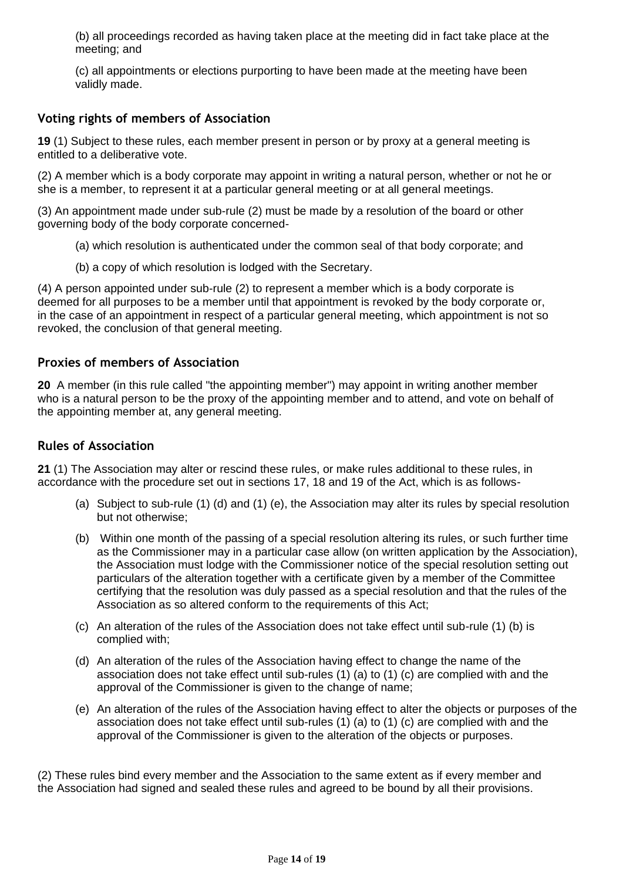(b) all proceedings recorded as having taken place at the meeting did in fact take place at the meeting; and

(c) all appointments or elections purporting to have been made at the meeting have been validly made.

### Voting rights of members of Association

**19** (1) Subject to these rules, each member present in person or by proxy at a general meeting is entitled to a deliberative vote.

(2) A member which is a body corporate may appoint in writing a natural person, whether or not he or she is a member, to represent it at a particular general meeting or at all general meetings.

(3) An appointment made under sub-rule (2) must be made by a resolution of the board or other governing body of the body corporate concerned-

(a) which resolution is authenticated under the common seal of that body corporate; and

(b) a copy of which resolution is lodged with the Secretary.

(4) A person appointed under sub-rule (2) to represent a member which is a body corporate is deemed for all purposes to be a member until that appointment is revoked by the body corporate or, in the case of an appointment in respect of a particular general meeting, which appointment is not so revoked, the conclusion of that general meeting.

### Proxies of members of Association

**20** A member (in this rule called "the appointing member") may appoint in writing another member who is a natural person to be the proxy of the appointing member and to attend, and vote on behalf of the appointing member at, any general meeting.

### Rules of Association

**21** (1) The Association may alter or rescind these rules, or make rules additional to these rules, in accordance with the procedure set out in sections 17, 18 and 19 of the Act, which is as follows-

(a) Subject to sub-rule (1) (d) and (1) (e), the Association may alter its rules by special resolution but not otherwise;

(b) Within one month of the passing of a special resolution altering its rules, or such further time as the Commissioner may in a particular case allow (on written application by the Association), the Association must lodge with the Commissioner notice of the special resolution setting out particulars of the alteration together with a certificate given by a member of the Committee certifying that the resolution was duly passed as a special resolution and that the rules of the Association as so altered conform to the requirements of this Act;

(c) An alteration of the rules of the Association does not take effect until sub-rule (1) (b) is complied with;

(d) An alteration of the rules of the Association having effect to change the name of the association does not take effect until sub-rules (1) (a) to (1) (c) are complied with and the approval of the Commissioner is given to the change of name;

(e) An alteration of the rules of the Association having effect to alter the objects or purposes of the association does not take effect until sub-rules (1) (a) to (1) (c) are complied with and the approval of the Commissioner is given to the alteration of the objects or purposes.

(2) These rules bind every member and the Association to the same extent as if every member and the Association had signed and sealed these rules and agreed to be bound by all their provisions.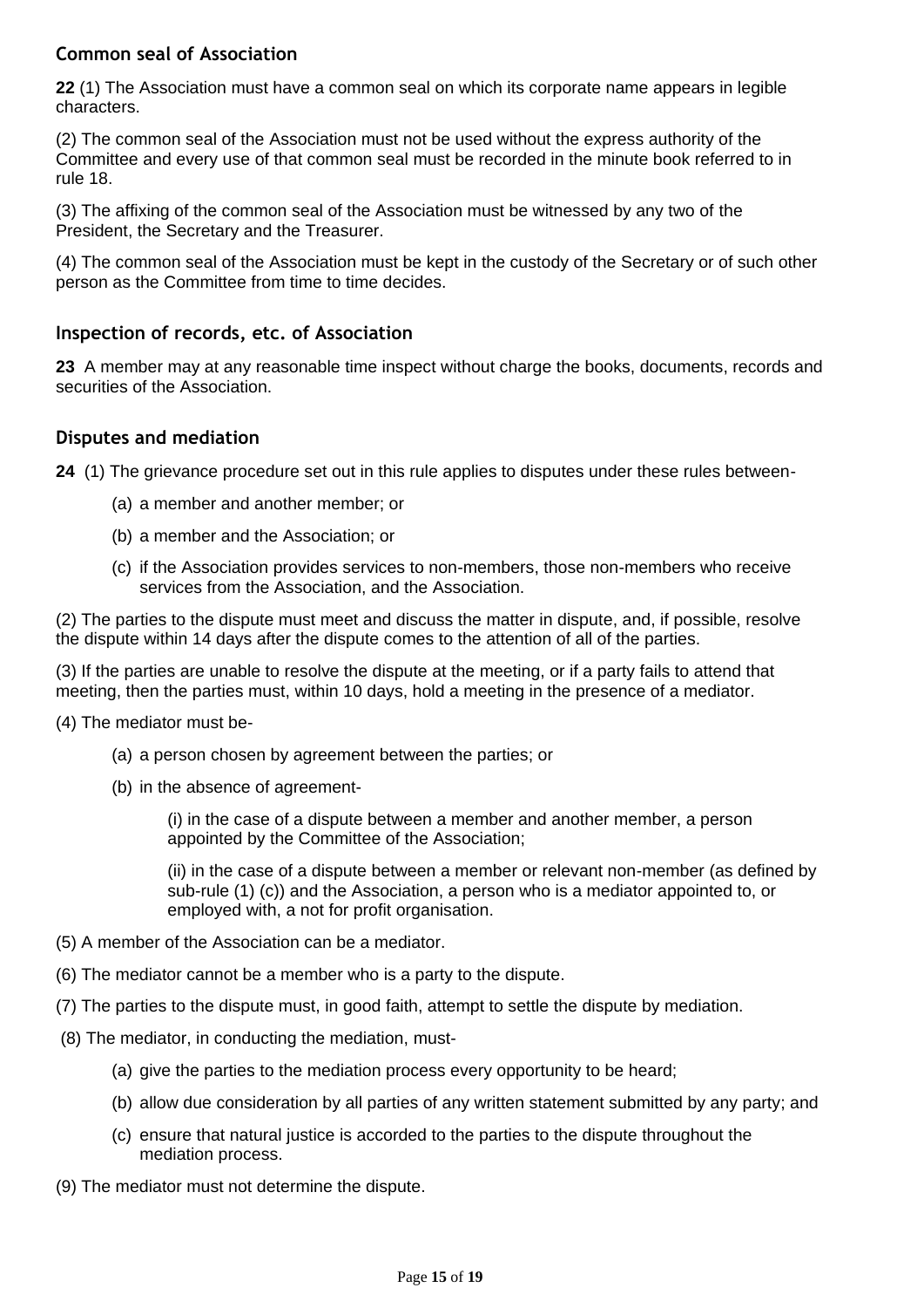### Common seal of Association

**22** (1) The Association must have a common seal on which its corporate name appears in legible characters.

(2) The common seal of the Association must not be used without the express authority of the Committee and every use of that common seal must be recorded in the minute book referred to in rule 18.

(3) The affixing of the common seal of the Association must be witnessed by any two of the President, the Secretary and the Treasurer.

(4) The common seal of the Association must be kept in the custody of the Secretary or of such other person as the Committee from time to time decides.

### Inspection of records, etc. of Association

**23** A member may at any reasonable time inspect without charge the books, documents, records and securities of the Association.

### Disputes and mediation

**24** (1) The grievance procedure set out in this rule applies to disputes under these rules between-

- (a) a member and another member; or
- (b) a member and the Association; or
- (c) if the Association provides services to non-members, those non-members who receive services from the Association, and the Association.

(2) The parties to the dispute must meet and discuss the matter in dispute, and, if possible, resolve the dispute within 14 days after the dispute comes to the attention of all of the parties.

(3) If the parties are unable to resolve the dispute at the meeting, or if a party fails to attend that meeting, then the parties must, within 10 days, hold a meeting in the presence of a mediator.

(4) The mediator must be-

- (a) a person chosen by agreement between the parties; or
- (b) in the absence of agreement-
  - (i) in the case of a dispute between a member and another member, a person appointed by the Committee of the Association;
  - (ii) in the case of a dispute between a member or relevant non-member (as defined by sub-rule (1) (c)) and the Association, a person who is a mediator appointed to, or employed with, a not for profit organisation.

(5) A member of the Association can be a mediator.

(6) The mediator cannot be a member who is a party to the dispute.

(7) The parties to the dispute must, in good faith, attempt to settle the dispute by mediation.

(8) The mediator, in conducting the mediation, must-

- (a) give the parties to the mediation process every opportunity to be heard;
- (b) allow due consideration by all parties of any written statement submitted by any party; and
- (c) ensure that natural justice is accorded to the parties to the dispute throughout the mediation process.

(9) The mediator must not determine the dispute.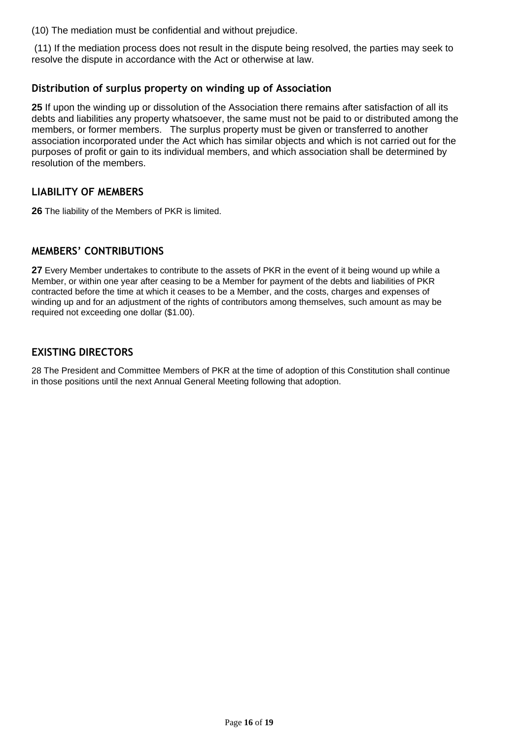(10) The mediation must be confidential and without prejudice.

(11) If the mediation process does not result in the dispute being resolved, the parties may seek to resolve the dispute in accordance with the Act or otherwise at law.

### Distribution of surplus property on winding up of Association

**25** If upon the winding up or dissolution of the Association there remains after satisfaction of all its debts and liabilities any property whatsoever, the same must not be paid to or distributed among the members, or former members. The surplus property must be given or transferred to another association incorporated under the Act which has similar objects and which is not carried out for the purposes of profit or gain to its individual members, and which association shall be determined by resolution of the members.

### LIABILITY OF MEMBERS

**26** The liability of the Members of PKR is limited.

### MEMBERS' CONTRIBUTIONS

**27** Every Member undertakes to contribute to the assets of PKR in the event of it being wound up while a Member, or within one year after ceasing to be a Member for payment of the debts and liabilities of PKR contracted before the time at which it ceases to be a Member, and the costs, charges and expenses of winding up and for an adjustment of the rights of contributors among themselves, such amount as may be required not exceeding one dollar ($1.00).

### EXISTING DIRECTORS

28 The President and Committee Members of PKR at the time of adoption of this Constitution shall continue in those positions until the next Annual General Meeting following that adoption.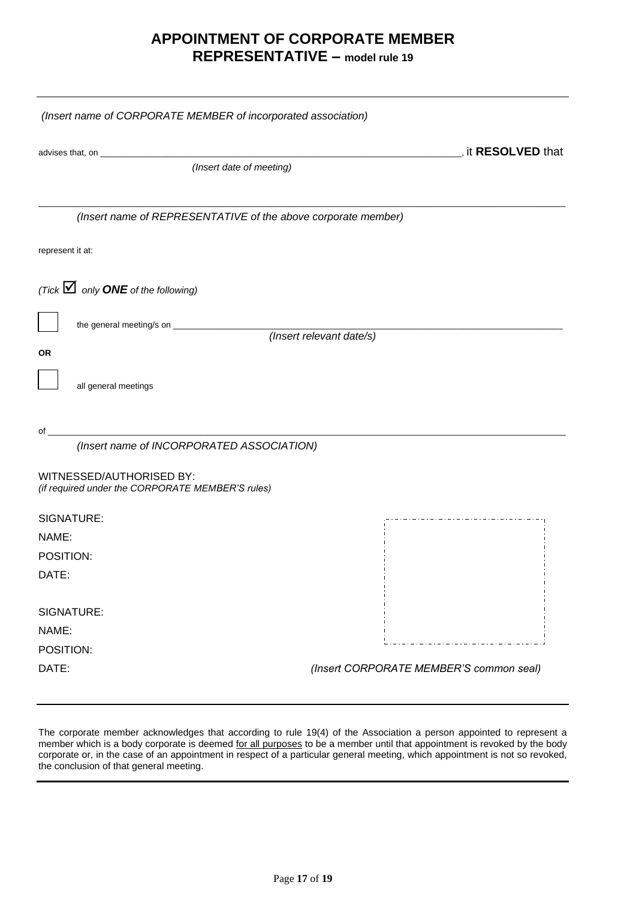# APPOINTMENT OF CORPORATE MEMBER REPRESENTATIVE – model rule 19

---

*(Insert name of CORPORATE MEMBER of incorporated association)*

advises that, on ______________________________________________, it **RESOLVED** that

*(Insert date of meeting)*

______________________________________________________________________

*(Insert name of REPRESENTATIVE of the above corporate member)*

represent it at:

*(Tick ☑ only **ONE** of the following)*

☐ the general meeting/s on ______________________________________________

*(Insert relevant date/s)*

**OR**

☐ all general meetings

of ______________________________________________________________________

*(Insert name of INCORPORATED ASSOCIATION)*

WITNESSED/AUTHORISED BY:
*(if required under the CORPORATE MEMBER'S rules)*

SIGNATURE:

NAME:

POSITION:

DATE:

SIGNATURE:

NAME:

POSITION:

DATE:

*(Insert CORPORATE MEMBER'S common seal)*

---

The corporate member acknowledges that according to rule 19(4) of the Association a person appointed to represent a member which is a body corporate is deemed <u>for all purposes</u> to be a member until that appointment is revoked by the body corporate or, in the case of an appointment in respect of a particular general meeting, which appointment is not so revoked, the conclusion of that general meeting.

---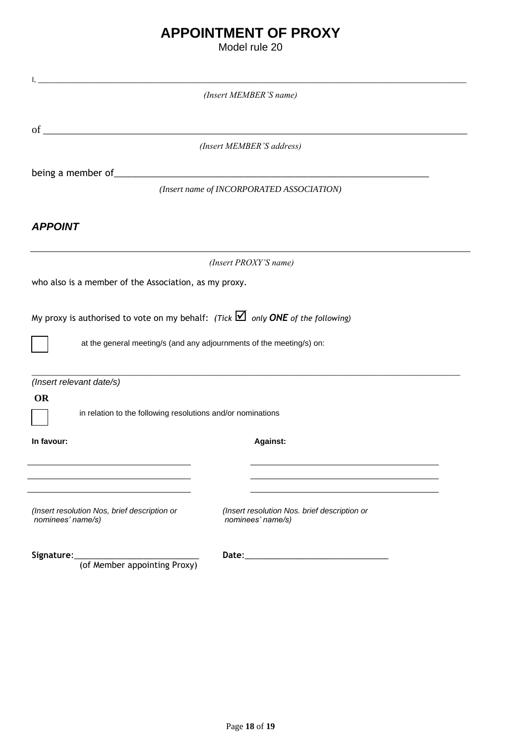# APPOINTMENT OF PROXY

Model rule 20

I, ______________________________________________________________________________

*(Insert MEMBER'S name)*

of ______________________________________________________________________________

*(Insert MEMBER'S address)*

being a member of________________________________________________________

*(Insert name of INCORPORATED ASSOCIATION)*

***APPOINT***

______________________________________________________________________________

*(Insert PROXY'S name)*

who also is a member of the Association, as my proxy.

My proxy is authorised to vote on my behalf: *(Tick ☑ only **ONE** of the following)*

☐ at the general meeting/s (and any adjournments of the meeting/s) on:

______________________________________________________________________________

*(Insert relevant date/s)*

**OR**

☐ in relation to the following resolutions and/or nominations

| **In favour:** | **Against:** |
| --- | --- |
| ______________________________ | ______________________________ |
| ______________________________ | ______________________________ |
| ______________________________ | ______________________________ |
| *(Insert resolution Nos, brief description or nominees' name/s)* | *(Insert resolution Nos. brief description or nominees' name/s)* |

**Signature:**__________________________ **Date:**______________________________

(of Member appointing Proxy)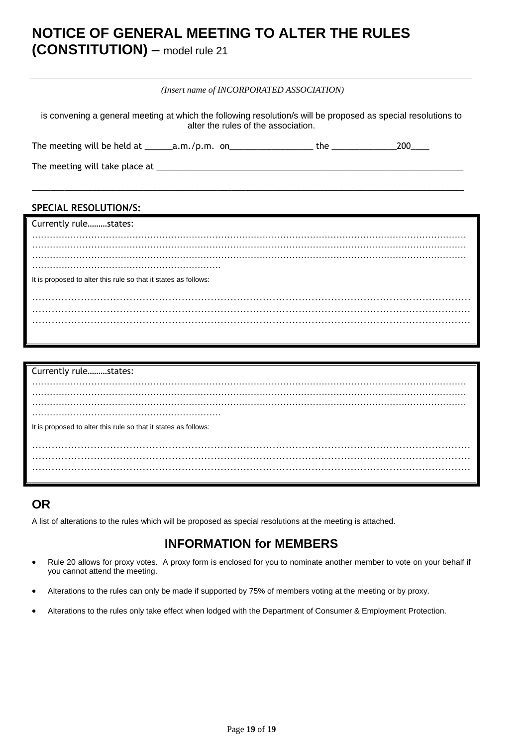# NOTICE OF GENERAL MEETING TO ALTER THE RULES (CONSTITUTION) – model rule 21

---

*(Insert name of INCORPORATED ASSOCIATION)*

is convening a general meeting at which the following resolution/s will be proposed as special resolutions to alter the rules of the association.

The meeting will be held at ______a.m./p.m. on__________________ the ______________200____

The meeting will take place at ___________________________________________________________________

_____________________________________________________________________________________________

**SPECIAL RESOLUTION/S:**

Currently rule………states:
.............................................................................................................................................
.............................................................................................................................................
.............................................................................................................................................
..............................................................

It is proposed to alter this rule so that it states as follows:

.............................................................................................................................................
.............................................................................................................................................
.............................................................................................................................................

Currently rule………states:
.............................................................................................................................................
.............................................................................................................................................
.............................................................................................................................................
..............................................................

It is proposed to alter this rule so that it states as follows:

.............................................................................................................................................
.............................................................................................................................................
.............................................................................................................................................

## OR

A list of alterations to the rules which will be proposed as special resolutions at the meeting is attached.

## INFORMATION for MEMBERS

- Rule 20 allows for proxy votes. A proxy form is enclosed for you to nominate another member to vote on your behalf if you cannot attend the meeting.
- Alterations to the rules can only be made if supported by 75% of members voting at the meeting or by proxy.
- Alterations to the rules only take effect when lodged with the Department of Consumer & Employment Protection.